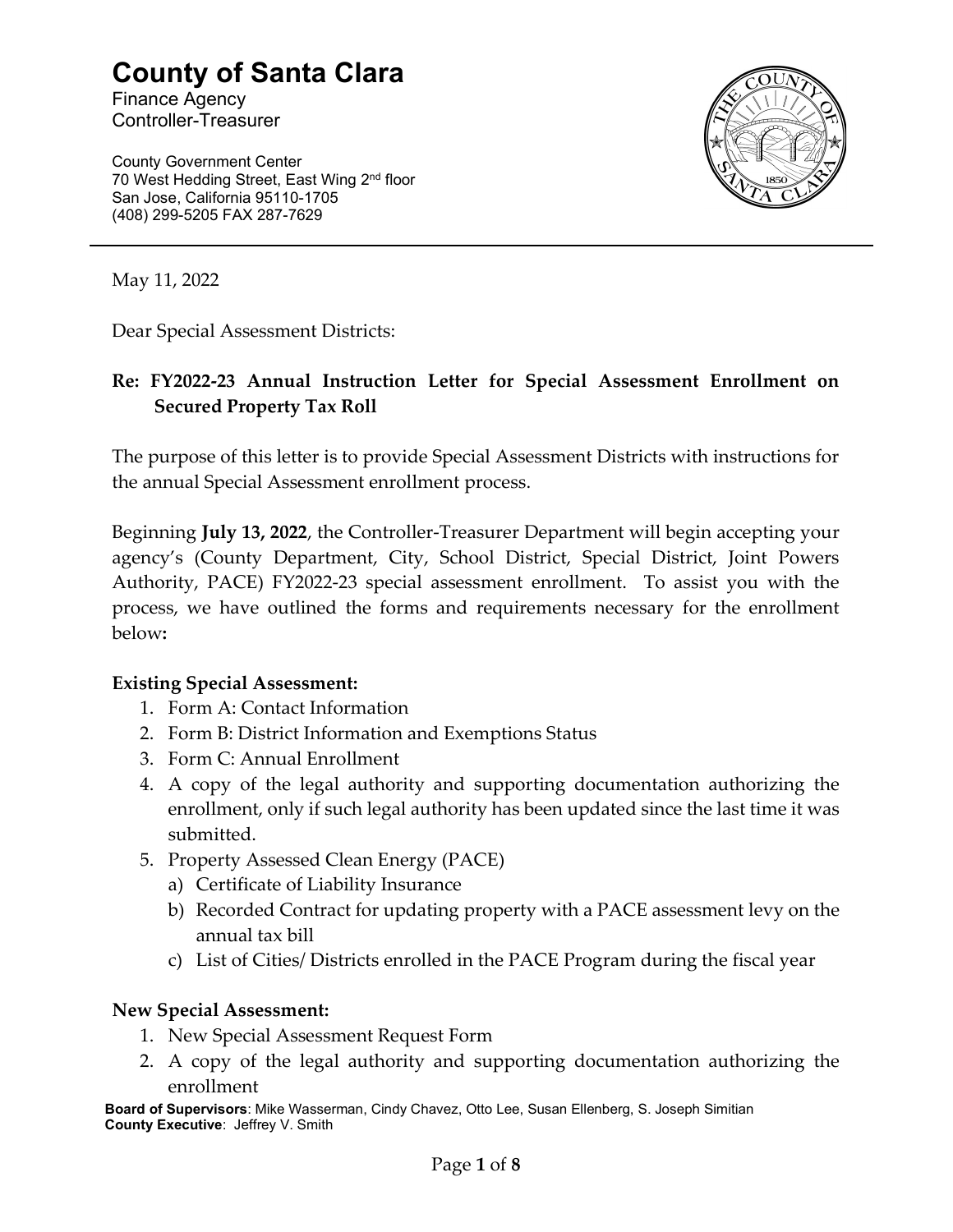# County of Santa Clara

Finance Agency
Controller-Treasurer

County Government Center
70 West Hedding Street, East Wing 2nd floor
San Jose, California 95110-1705
(408) 299-5205 FAX 287-7629

---

May 11, 2022

Dear Special Assessment Districts:

**Re: FY2022-23 Annual Instruction Letter for Special Assessment Enrollment on Secured Property Tax Roll**

The purpose of this letter is to provide Special Assessment Districts with instructions for the annual Special Assessment enrollment process.

Beginning **July 13, 2022**, the Controller-Treasurer Department will begin accepting your agency's (County Department, City, School District, Special District, Joint Powers Authority, PACE) FY2022-23 special assessment enrollment. To assist you with the process, we have outlined the forms and requirements necessary for the enrollment below**:**

**Existing Special Assessment:**

1. Form A: Contact Information
2. Form B: District Information and Exemptions Status
3. Form C: Annual Enrollment
4. A copy of the legal authority and supporting documentation authorizing the enrollment, only if such legal authority has been updated since the last time it was submitted.
5. Property Assessed Clean Energy (PACE)
   a) Certificate of Liability Insurance
   b) Recorded Contract for updating property with a PACE assessment levy on the annual tax bill
   c) List of Cities/ Districts enrolled in the PACE Program during the fiscal year

**New Special Assessment:**

1. New Special Assessment Request Form
2. A copy of the legal authority and supporting documentation authorizing the enrollment

**Board of Supervisors**: Mike Wasserman, Cindy Chavez, Otto Lee, Susan Ellenberg, S. Joseph Simitian
**County Executive**: Jeffrey V. Smith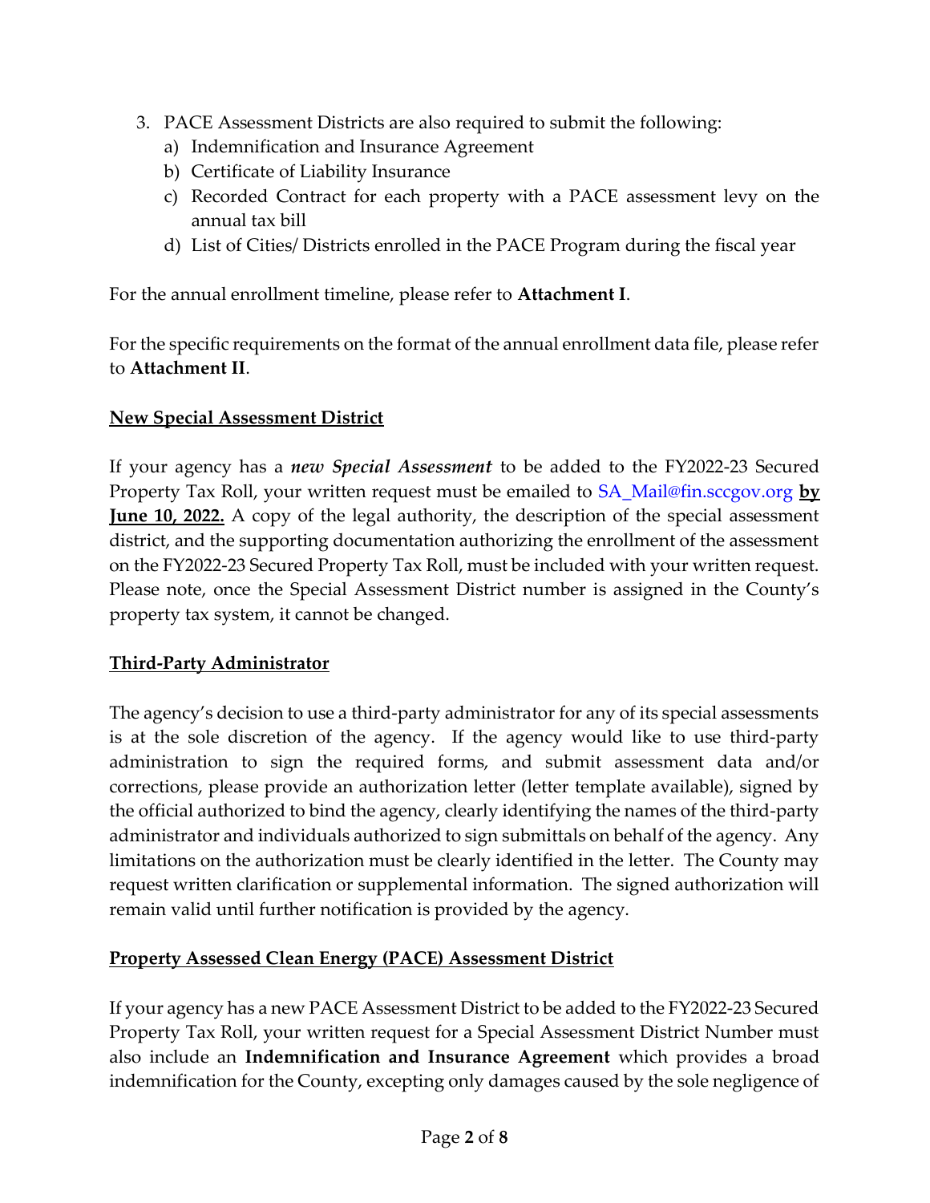3. PACE Assessment Districts are also required to submit the following:
   a) Indemnification and Insurance Agreement
   b) Certificate of Liability Insurance
   c) Recorded Contract for each property with a PACE assessment levy on the annual tax bill
   d) List of Cities/ Districts enrolled in the PACE Program during the fiscal year

For the annual enrollment timeline, please refer to **Attachment I**.

For the specific requirements on the format of the annual enrollment data file, please refer to **Attachment II**.

## New Special Assessment District

If your agency has a ***new Special Assessment*** to be added to the FY2022-23 Secured Property Tax Roll, your written request must be emailed to SA_Mail@fin.sccgov.org **by June 10, 2022.** A copy of the legal authority, the description of the special assessment district, and the supporting documentation authorizing the enrollment of the assessment on the FY2022-23 Secured Property Tax Roll, must be included with your written request. Please note, once the Special Assessment District number is assigned in the County's property tax system, it cannot be changed.

## Third-Party Administrator

The agency's decision to use a third-party administrator for any of its special assessments is at the sole discretion of the agency. If the agency would like to use third-party administration to sign the required forms, and submit assessment data and/or corrections, please provide an authorization letter (letter template available), signed by the official authorized to bind the agency, clearly identifying the names of the third-party administrator and individuals authorized to sign submittals on behalf of the agency. Any limitations on the authorization must be clearly identified in the letter. The County may request written clarification or supplemental information. The signed authorization will remain valid until further notification is provided by the agency.

## Property Assessed Clean Energy (PACE) Assessment District

If your agency has a new PACE Assessment District to be added to the FY2022-23 Secured Property Tax Roll, your written request for a Special Assessment District Number must also include an **Indemnification and Insurance Agreement** which provides a broad indemnification for the County, excepting only damages caused by the sole negligence of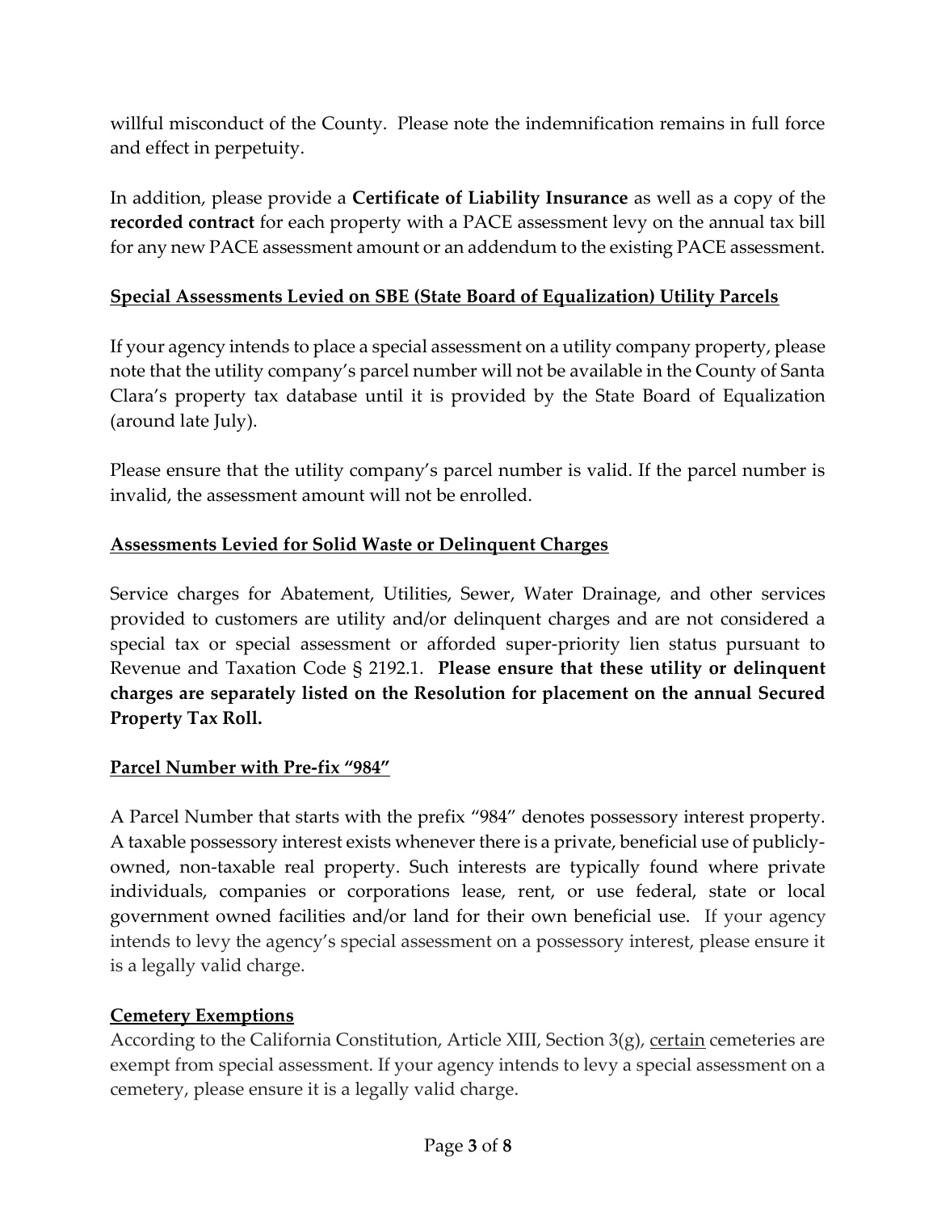willful misconduct of the County. Please note the indemnification remains in full force and effect in perpetuity.

In addition, please provide a **Certificate of Liability Insurance** as well as a copy of the **recorded contract** for each property with a PACE assessment levy on the annual tax bill for any new PACE assessment amount or an addendum to the existing PACE assessment.

## Special Assessments Levied on SBE (State Board of Equalization) Utility Parcels

If your agency intends to place a special assessment on a utility company property, please note that the utility company's parcel number will not be available in the County of Santa Clara's property tax database until it is provided by the State Board of Equalization (around late July).

Please ensure that the utility company's parcel number is valid. If the parcel number is invalid, the assessment amount will not be enrolled.

## Assessments Levied for Solid Waste or Delinquent Charges

Service charges for Abatement, Utilities, Sewer, Water Drainage, and other services provided to customers are utility and/or delinquent charges and are not considered a special tax or special assessment or afforded super-priority lien status pursuant to Revenue and Taxation Code § 2192.1. **Please ensure that these utility or delinquent charges are separately listed on the Resolution for placement on the annual Secured Property Tax Roll.**

## Parcel Number with Pre-fix "984"

A Parcel Number that starts with the prefix "984" denotes possessory interest property. A taxable possessory interest exists whenever there is a private, beneficial use of publicly-owned, non-taxable real property. Such interests are typically found where private individuals, companies or corporations lease, rent, or use federal, state or local government owned facilities and/or land for their own beneficial use. If your agency intends to levy the agency's special assessment on a possessory interest, please ensure it is a legally valid charge.

## Cemetery Exemptions

According to the California Constitution, Article XIII, Section 3(g), certain cemeteries are exempt from special assessment. If your agency intends to levy a special assessment on a cemetery, please ensure it is a legally valid charge.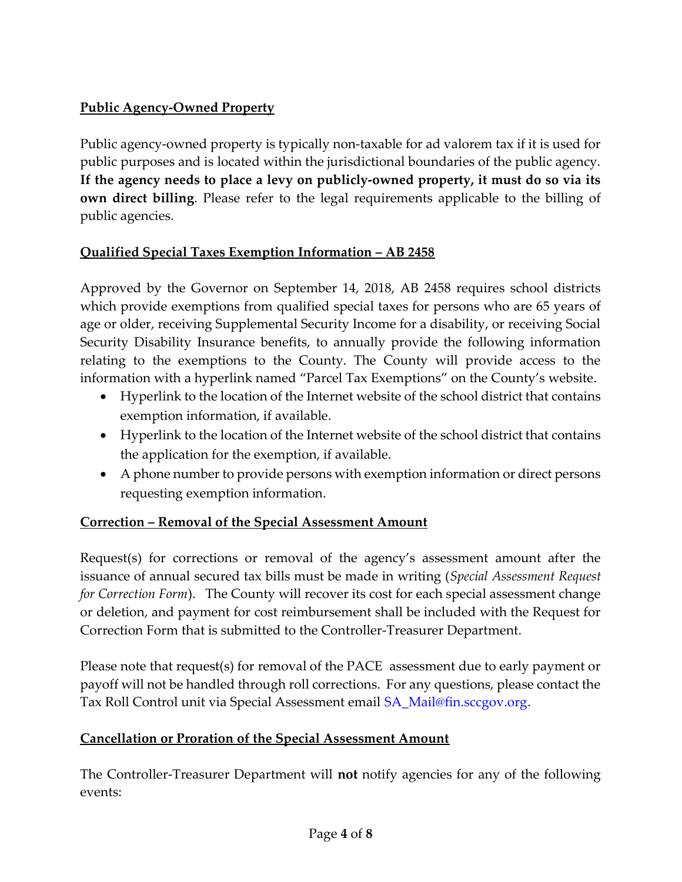**Public Agency-Owned Property**

Public agency-owned property is typically non-taxable for ad valorem tax if it is used for public purposes and is located within the jurisdictional boundaries of the public agency. **If the agency needs to place a levy on publicly-owned property, it must do so via its own direct billing**. Please refer to the legal requirements applicable to the billing of public agencies.

**Qualified Special Taxes Exemption Information – AB 2458**

Approved by the Governor on September 14, 2018, AB 2458 requires school districts which provide exemptions from qualified special taxes for persons who are 65 years of age or older, receiving Supplemental Security Income for a disability, or receiving Social Security Disability Insurance benefits, to annually provide the following information relating to the exemptions to the County. The County will provide access to the information with a hyperlink named "Parcel Tax Exemptions" on the County's website.

- Hyperlink to the location of the Internet website of the school district that contains exemption information, if available.
- Hyperlink to the location of the Internet website of the school district that contains the application for the exemption, if available.
- A phone number to provide persons with exemption information or direct persons requesting exemption information.

**Correction – Removal of the Special Assessment Amount**

Request(s) for corrections or removal of the agency's assessment amount after the issuance of annual secured tax bills must be made in writing (*Special Assessment Request for Correction Form*). The County will recover its cost for each special assessment change or deletion, and payment for cost reimbursement shall be included with the Request for Correction Form that is submitted to the Controller-Treasurer Department.

Please note that request(s) for removal of the PACE assessment due to early payment or payoff will not be handled through roll corrections. For any questions, please contact the Tax Roll Control unit via Special Assessment email SA_Mail@fin.sccgov.org.

**Cancellation or Proration of the Special Assessment Amount**

The Controller-Treasurer Department will **not** notify agencies for any of the following events: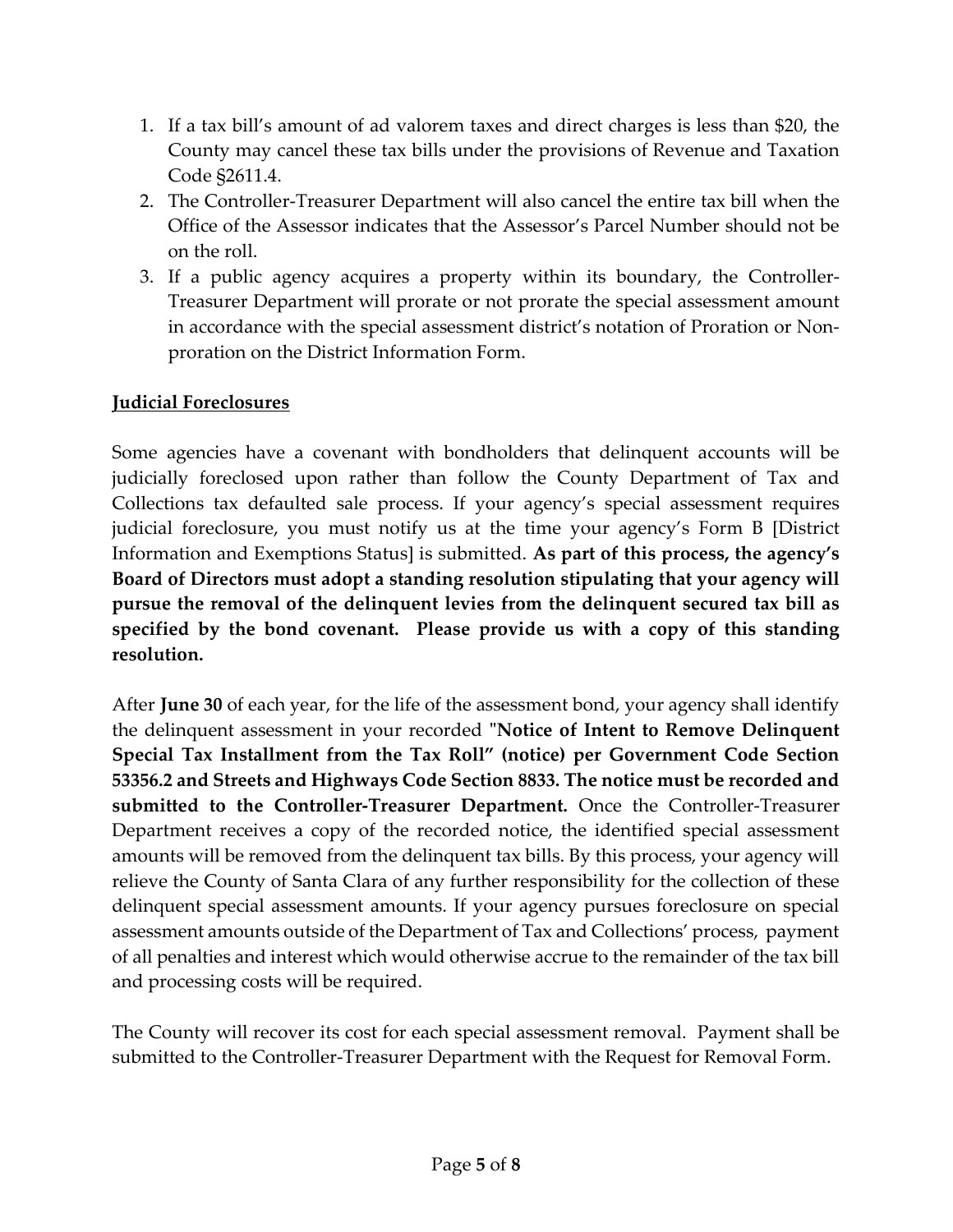1. If a tax bill's amount of ad valorem taxes and direct charges is less than $20, the County may cancel these tax bills under the provisions of Revenue and Taxation Code §2611.4.
2. The Controller-Treasurer Department will also cancel the entire tax bill when the Office of the Assessor indicates that the Assessor's Parcel Number should not be on the roll.
3. If a public agency acquires a property within its boundary, the Controller-Treasurer Department will prorate or not prorate the special assessment amount in accordance with the special assessment district's notation of Proration or Non-proration on the District Information Form.

## Judicial Foreclosures

Some agencies have a covenant with bondholders that delinquent accounts will be judicially foreclosed upon rather than follow the County Department of Tax and Collections tax defaulted sale process. If your agency's special assessment requires judicial foreclosure, you must notify us at the time your agency's Form B [District Information and Exemptions Status] is submitted. **As part of this process, the agency's Board of Directors must adopt a standing resolution stipulating that your agency will pursue the removal of the delinquent levies from the delinquent secured tax bill as specified by the bond covenant. Please provide us with a copy of this standing resolution.**

After **June 30** of each year, for the life of the assessment bond, your agency shall identify the delinquent assessment in your recorded "**Notice of Intent to Remove Delinquent Special Tax Installment from the Tax Roll" (notice) per Government Code Section 53356.2 and Streets and Highways Code Section 8833. The notice must be recorded and submitted to the Controller-Treasurer Department.** Once the Controller-Treasurer Department receives a copy of the recorded notice, the identified special assessment amounts will be removed from the delinquent tax bills. By this process, your agency will relieve the County of Santa Clara of any further responsibility for the collection of these delinquent special assessment amounts. If your agency pursues foreclosure on special assessment amounts outside of the Department of Tax and Collections' process, payment of all penalties and interest which would otherwise accrue to the remainder of the tax bill and processing costs will be required.

The County will recover its cost for each special assessment removal. Payment shall be submitted to the Controller-Treasurer Department with the Request for Removal Form.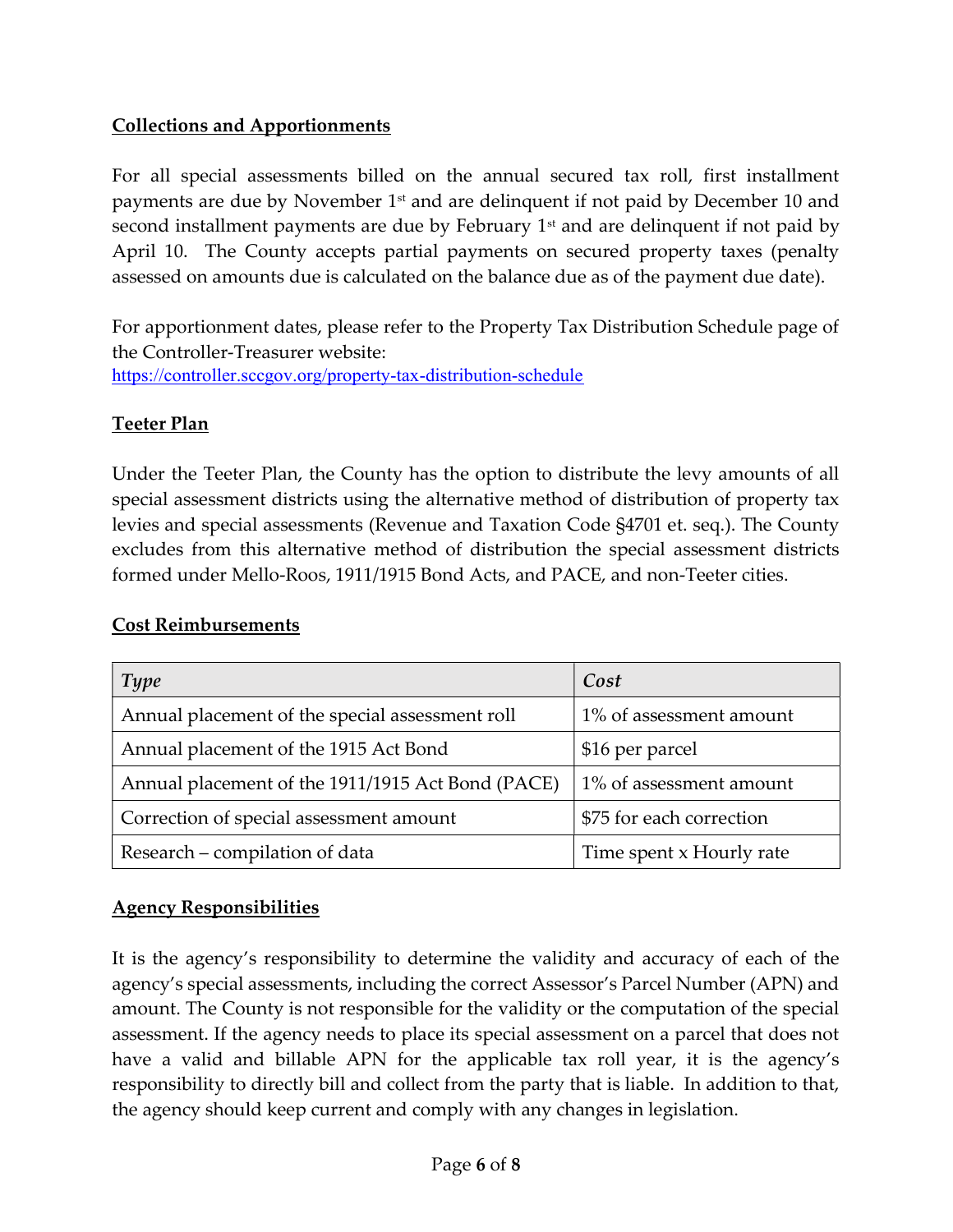## Collections and Apportionments

For all special assessments billed on the annual secured tax roll, first installment payments are due by November 1st and are delinquent if not paid by December 10 and second installment payments are due by February 1st and are delinquent if not paid by April 10. The County accepts partial payments on secured property taxes (penalty assessed on amounts due is calculated on the balance due as of the payment due date).

For apportionment dates, please refer to the Property Tax Distribution Schedule page of the Controller-Treasurer website:
https://controller.sccgov.org/property-tax-distribution-schedule

## Teeter Plan

Under the Teeter Plan, the County has the option to distribute the levy amounts of all special assessment districts using the alternative method of distribution of property tax levies and special assessments (Revenue and Taxation Code §4701 et. seq.). The County excludes from this alternative method of distribution the special assessment districts formed under Mello-Roos, 1911/1915 Bond Acts, and PACE, and non-Teeter cities.

## Cost Reimbursements

| *Type* | *Cost* |
|---|---|
| Annual placement of the special assessment roll | 1% of assessment amount |
| Annual placement of the 1915 Act Bond | $16 per parcel |
| Annual placement of the 1911/1915 Act Bond (PACE) | 1% of assessment amount |
| Correction of special assessment amount | $75 for each correction |
| Research – compilation of data | Time spent x Hourly rate |

## Agency Responsibilities

It is the agency's responsibility to determine the validity and accuracy of each of the agency's special assessments, including the correct Assessor's Parcel Number (APN) and amount. The County is not responsible for the validity or the computation of the special assessment. If the agency needs to place its special assessment on a parcel that does not have a valid and billable APN for the applicable tax roll year, it is the agency's responsibility to directly bill and collect from the party that is liable. In addition to that, the agency should keep current and comply with any changes in legislation.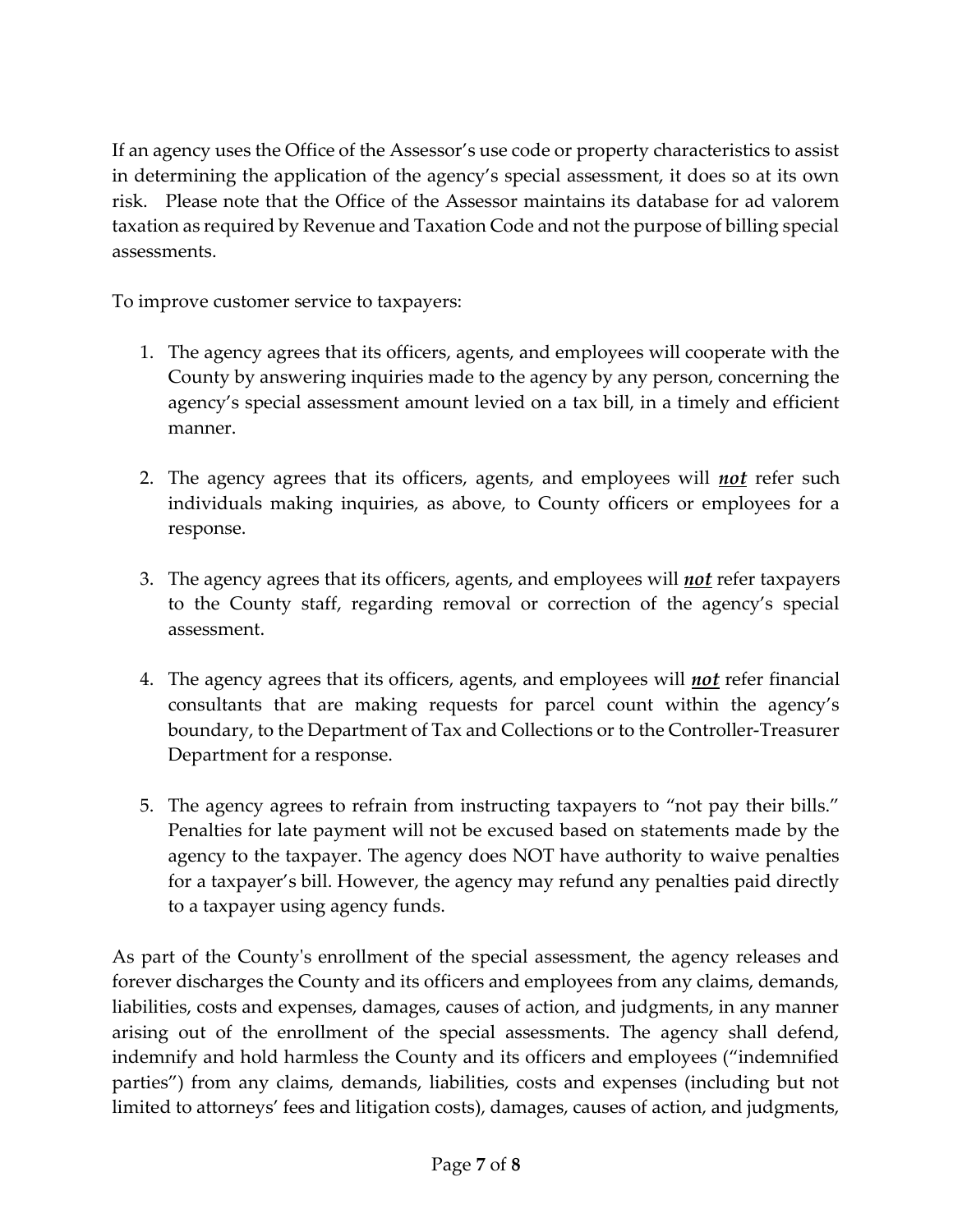If an agency uses the Office of the Assessor's use code or property characteristics to assist in determining the application of the agency's special assessment, it does so at its own risk. Please note that the Office of the Assessor maintains its database for ad valorem taxation as required by Revenue and Taxation Code and not the purpose of billing special assessments.

To improve customer service to taxpayers:

1. The agency agrees that its officers, agents, and employees will cooperate with the County by answering inquiries made to the agency by any person, concerning the agency's special assessment amount levied on a tax bill, in a timely and efficient manner.

2. The agency agrees that its officers, agents, and employees will ***not*** refer such individuals making inquiries, as above, to County officers or employees for a response.

3. The agency agrees that its officers, agents, and employees will ***not*** refer taxpayers to the County staff, regarding removal or correction of the agency's special assessment.

4. The agency agrees that its officers, agents, and employees will ***not*** refer financial consultants that are making requests for parcel count within the agency's boundary, to the Department of Tax and Collections or to the Controller-Treasurer Department for a response.

5. The agency agrees to refrain from instructing taxpayers to "not pay their bills." Penalties for late payment will not be excused based on statements made by the agency to the taxpayer. The agency does NOT have authority to waive penalties for a taxpayer's bill. However, the agency may refund any penalties paid directly to a taxpayer using agency funds.

As part of the County's enrollment of the special assessment, the agency releases and forever discharges the County and its officers and employees from any claims, demands, liabilities, costs and expenses, damages, causes of action, and judgments, in any manner arising out of the enrollment of the special assessments. The agency shall defend, indemnify and hold harmless the County and its officers and employees ("indemnified parties") from any claims, demands, liabilities, costs and expenses (including but not limited to attorneys' fees and litigation costs), damages, causes of action, and judgments,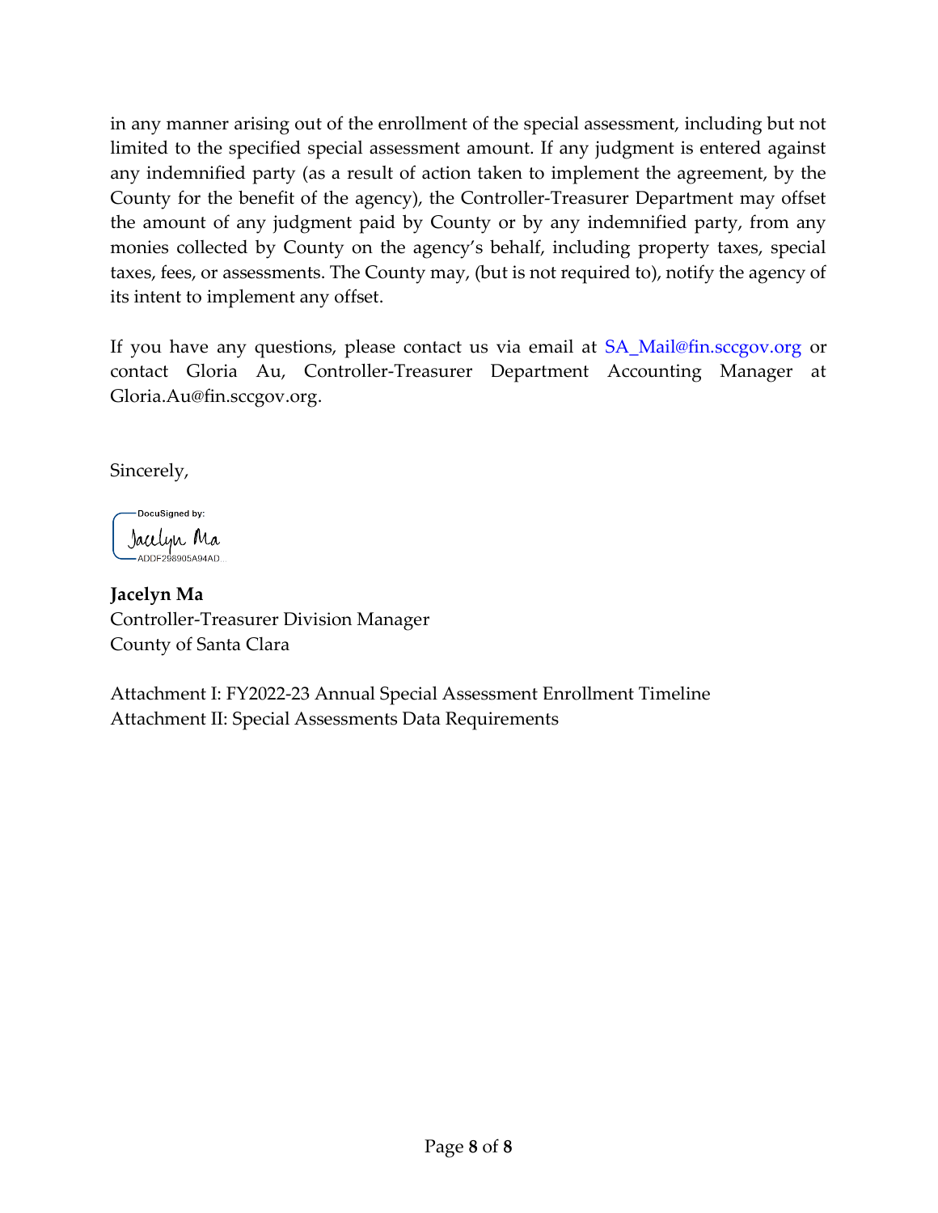in any manner arising out of the enrollment of the special assessment, including but not limited to the specified special assessment amount. If any judgment is entered against any indemnified party (as a result of action taken to implement the agreement, by the County for the benefit of the agency), the Controller-Treasurer Department may offset the amount of any judgment paid by County or by any indemnified party, from any monies collected by County on the agency's behalf, including property taxes, special taxes, fees, or assessments. The County may, (but is not required to), notify the agency of its intent to implement any offset.

If you have any questions, please contact us via email at SA_Mail@fin.sccgov.org or contact Gloria Au, Controller-Treasurer Department Accounting Manager at Gloria.Au@fin.sccgov.org.

Sincerely,

DocuSigned by:
Jacelyn Ma
ADDF298905A94AD...

**Jacelyn Ma**
Controller-Treasurer Division Manager
County of Santa Clara

Attachment I: FY2022-23 Annual Special Assessment Enrollment Timeline
Attachment II: Special Assessments Data Requirements